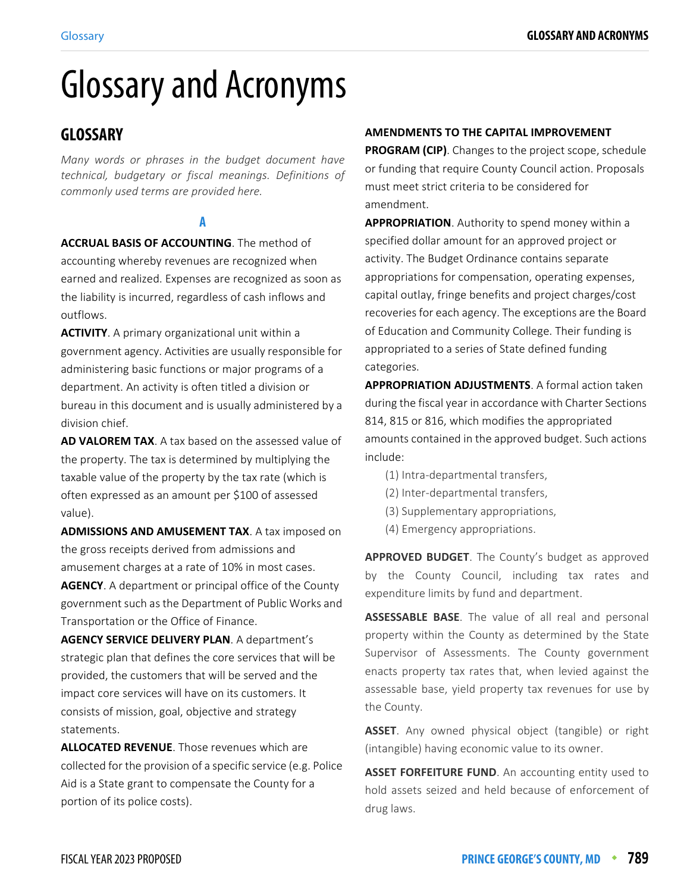# Glossary and Acronyms

## GLOSSARY

*Many words or phrases in the budget document have technical, budgetary or fiscal meanings. Definitions of commonly used terms are provided here.*

### A

**ACCRUAL BASIS OF ACCOUNTING**. The method of accounting whereby revenues are recognized when earned and realized. Expenses are recognized as soon as the liability is incurred, regardless of cash inflows and outflows.

**ACTIVITY**. A primary organizational unit within a government agency. Activities are usually responsible for administering basic functions or major programs of a department. An activity is often titled a division or bureau in this document and is usually administered by a division chief.

**AD VALOREM TAX**. A tax based on the assessed value of the property. The tax is determined by multiplying the taxable value of the property by the tax rate (which is often expressed as an amount per $100 of assessed value).

**ADMISSIONS AND AMUSEMENT TAX**. A tax imposed on the gross receipts derived from admissions and amusement charges at a rate of 10% in most cases.

**AGENCY**. A department or principal office of the County government such as the Department of Public Works and Transportation or the Office of Finance.

**AGENCY SERVICE DELIVERY PLAN**. A department's strategic plan that defines the core services that will be provided, the customers that will be served and the impact core services will have on its customers. It consists of mission, goal, objective and strategy statements.

**ALLOCATED REVENUE**. Those revenues which are collected for the provision of a specific service (e.g. Police Aid is a State grant to compensate the County for a portion of its police costs).

**AMENDMENTS TO THE CAPITAL IMPROVEMENT PROGRAM (CIP)**. Changes to the project scope, schedule or funding that require County Council action. Proposals must meet strict criteria to be considered for amendment.

**APPROPRIATION**. Authority to spend money within a specified dollar amount for an approved project or activity. The Budget Ordinance contains separate appropriations for compensation, operating expenses, capital outlay, fringe benefits and project charges/cost recoveries for each agency. The exceptions are the Board of Education and Community College. Their funding is appropriated to a series of State defined funding categories.

**APPROPRIATION ADJUSTMENTS**. A formal action taken during the fiscal year in accordance with Charter Sections 814, 815 or 816, which modifies the appropriated amounts contained in the approved budget. Such actions include:

(1) Intra-departmental transfers,
(2) Inter-departmental transfers,
(3) Supplementary appropriations,
(4) Emergency appropriations.

**APPROVED BUDGET**. The County's budget as approved by the County Council, including tax rates and expenditure limits by fund and department.

**ASSESSABLE BASE**. The value of all real and personal property within the County as determined by the State Supervisor of Assessments. The County government enacts property tax rates that, when levied against the assessable base, yield property tax revenues for use by the County.

**ASSET**. Any owned physical object (tangible) or right (intangible) having economic value to its owner.

**ASSET FORFEITURE FUND**. An accounting entity used to hold assets seized and held because of enforcement of drug laws.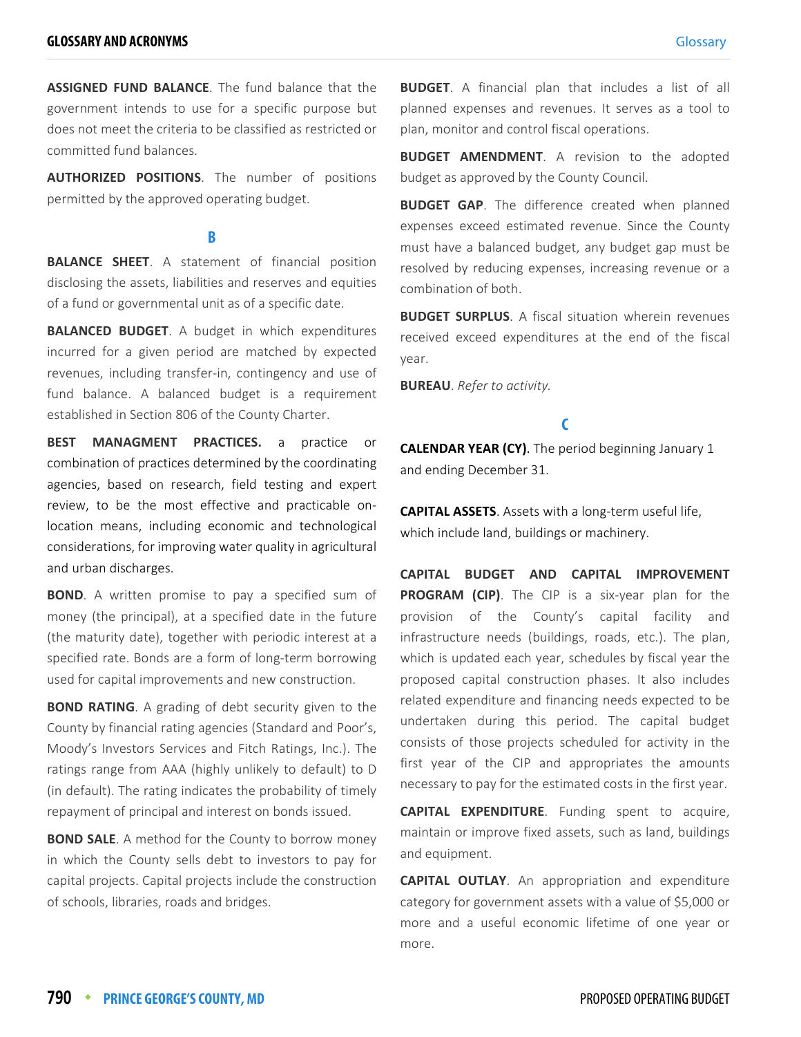**ASSIGNED FUND BALANCE**. The fund balance that the government intends to use for a specific purpose but does not meet the criteria to be classified as restricted or committed fund balances.

**AUTHORIZED POSITIONS**. The number of positions permitted by the approved operating budget.

## B

**BALANCE SHEET**. A statement of financial position disclosing the assets, liabilities and reserves and equities of a fund or governmental unit as of a specific date.

**BALANCED BUDGET**. A budget in which expenditures incurred for a given period are matched by expected revenues, including transfer-in, contingency and use of fund balance. A balanced budget is a requirement established in Section 806 of the County Charter.

**BEST MANAGMENT PRACTICES.** a practice or combination of practices determined by the coordinating agencies, based on research, field testing and expert review, to be the most effective and practicable on-location means, including economic and technological considerations, for improving water quality in agricultural and urban discharges.

**BOND**. A written promise to pay a specified sum of money (the principal), at a specified date in the future (the maturity date), together with periodic interest at a specified rate. Bonds are a form of long-term borrowing used for capital improvements and new construction.

**BOND RATING**. A grading of debt security given to the County by financial rating agencies (Standard and Poor's, Moody's Investors Services and Fitch Ratings, Inc.). The ratings range from AAA (highly unlikely to default) to D (in default). The rating indicates the probability of timely repayment of principal and interest on bonds issued.

**BOND SALE**. A method for the County to borrow money in which the County sells debt to investors to pay for capital projects. Capital projects include the construction of schools, libraries, roads and bridges.

**BUDGET**. A financial plan that includes a list of all planned expenses and revenues. It serves as a tool to plan, monitor and control fiscal operations.

**BUDGET AMENDMENT**. A revision to the adopted budget as approved by the County Council.

**BUDGET GAP**. The difference created when planned expenses exceed estimated revenue. Since the County must have a balanced budget, any budget gap must be resolved by reducing expenses, increasing revenue or a combination of both.

**BUDGET SURPLUS**. A fiscal situation wherein revenues received exceed expenditures at the end of the fiscal year.

**BUREAU**. *Refer to activity.*

## C

**CALENDAR YEAR (CY)**. The period beginning January 1 and ending December 31.

**CAPITAL ASSETS**. Assets with a long-term useful life, which include land, buildings or machinery.

**CAPITAL BUDGET AND CAPITAL IMPROVEMENT PROGRAM (CIP)**. The CIP is a six-year plan for the provision of the County's capital facility and infrastructure needs (buildings, roads, etc.). The plan, which is updated each year, schedules by fiscal year the proposed capital construction phases. It also includes related expenditure and financing needs expected to be undertaken during this period. The capital budget consists of those projects scheduled for activity in the first year of the CIP and appropriates the amounts necessary to pay for the estimated costs in the first year.

**CAPITAL EXPENDITURE**. Funding spent to acquire, maintain or improve fixed assets, such as land, buildings and equipment.

**CAPITAL OUTLAY**. An appropriation and expenditure category for government assets with a value of $5,000 or more and a useful economic lifetime of one year or more.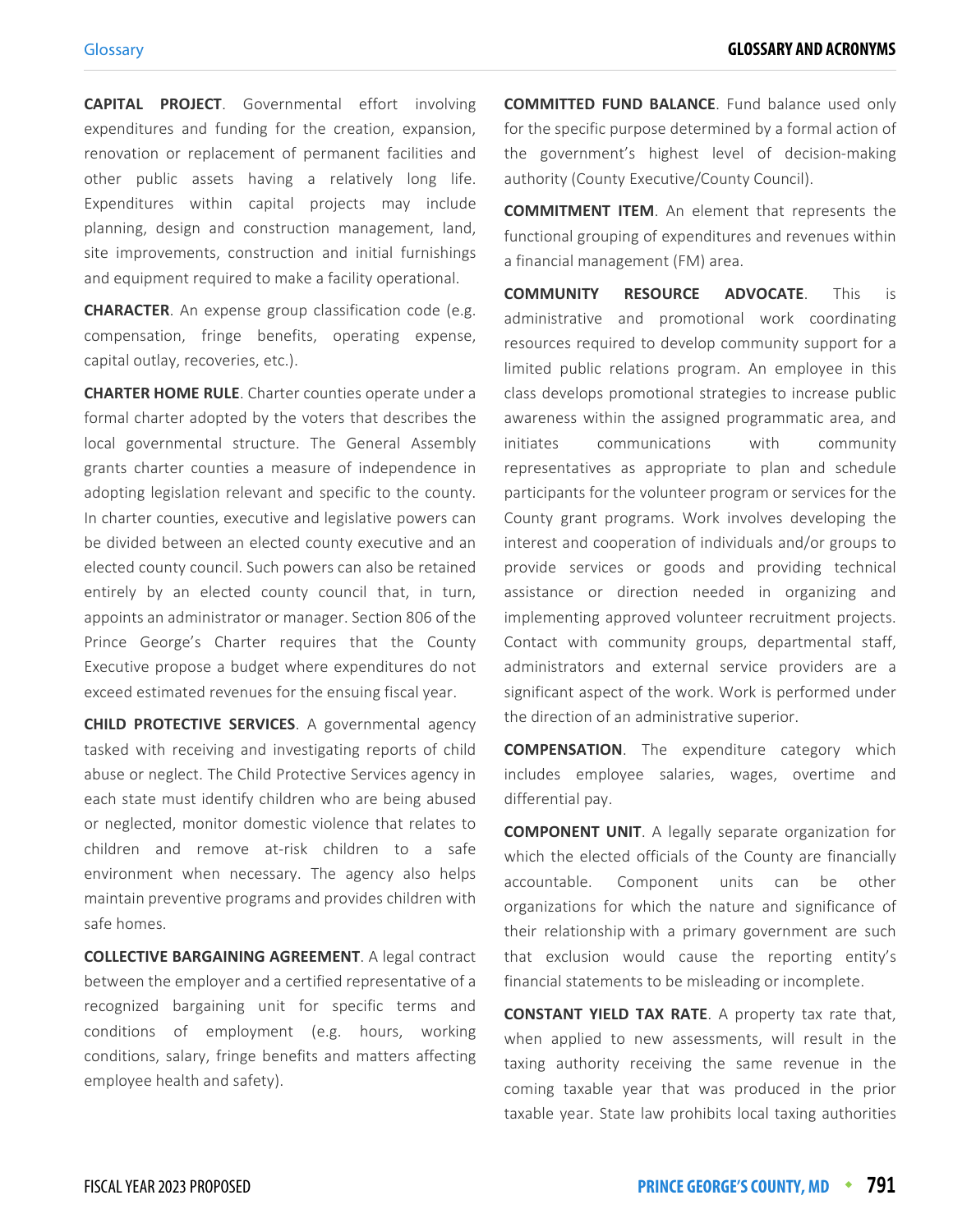**CAPITAL PROJECT**. Governmental effort involving expenditures and funding for the creation, expansion, renovation or replacement of permanent facilities and other public assets having a relatively long life. Expenditures within capital projects may include planning, design and construction management, land, site improvements, construction and initial furnishings and equipment required to make a facility operational.

**CHARACTER**. An expense group classification code (e.g. compensation, fringe benefits, operating expense, capital outlay, recoveries, etc.).

**CHARTER HOME RULE**. Charter counties operate under a formal charter adopted by the voters that describes the local governmental structure. The General Assembly grants charter counties a measure of independence in adopting legislation relevant and specific to the county. In charter counties, executive and legislative powers can be divided between an elected county executive and an elected county council. Such powers can also be retained entirely by an elected county council that, in turn, appoints an administrator or manager. Section 806 of the Prince George's Charter requires that the County Executive propose a budget where expenditures do not exceed estimated revenues for the ensuing fiscal year.

**CHILD PROTECTIVE SERVICES**. A governmental agency tasked with receiving and investigating reports of child abuse or neglect. The Child Protective Services agency in each state must identify children who are being abused or neglected, monitor domestic violence that relates to children and remove at-risk children to a safe environment when necessary. The agency also helps maintain preventive programs and provides children with safe homes.

**COLLECTIVE BARGAINING AGREEMENT**. A legal contract between the employer and a certified representative of a recognized bargaining unit for specific terms and conditions of employment (e.g. hours, working conditions, salary, fringe benefits and matters affecting employee health and safety).

**COMMITTED FUND BALANCE**. Fund balance used only for the specific purpose determined by a formal action of the government's highest level of decision-making authority (County Executive/County Council).

**COMMITMENT ITEM**. An element that represents the functional grouping of expenditures and revenues within a financial management (FM) area.

**COMMUNITY RESOURCE ADVOCATE**. This is administrative and promotional work coordinating resources required to develop community support for a limited public relations program. An employee in this class develops promotional strategies to increase public awareness within the assigned programmatic area, and initiates communications with community representatives as appropriate to plan and schedule participants for the volunteer program or services for the County grant programs. Work involves developing the interest and cooperation of individuals and/or groups to provide services or goods and providing technical assistance or direction needed in organizing and implementing approved volunteer recruitment projects. Contact with community groups, departmental staff, administrators and external service providers are a significant aspect of the work. Work is performed under the direction of an administrative superior.

**COMPENSATION**. The expenditure category which includes employee salaries, wages, overtime and differential pay.

**COMPONENT UNIT**. A legally separate organization for which the elected officials of the County are financially accountable. Component units can be other organizations for which the nature and significance of their relationship with a primary government are such that exclusion would cause the reporting entity's financial statements to be misleading or incomplete.

**CONSTANT YIELD TAX RATE**. A property tax rate that, when applied to new assessments, will result in the taxing authority receiving the same revenue in the coming taxable year that was produced in the prior taxable year. State law prohibits local taxing authorities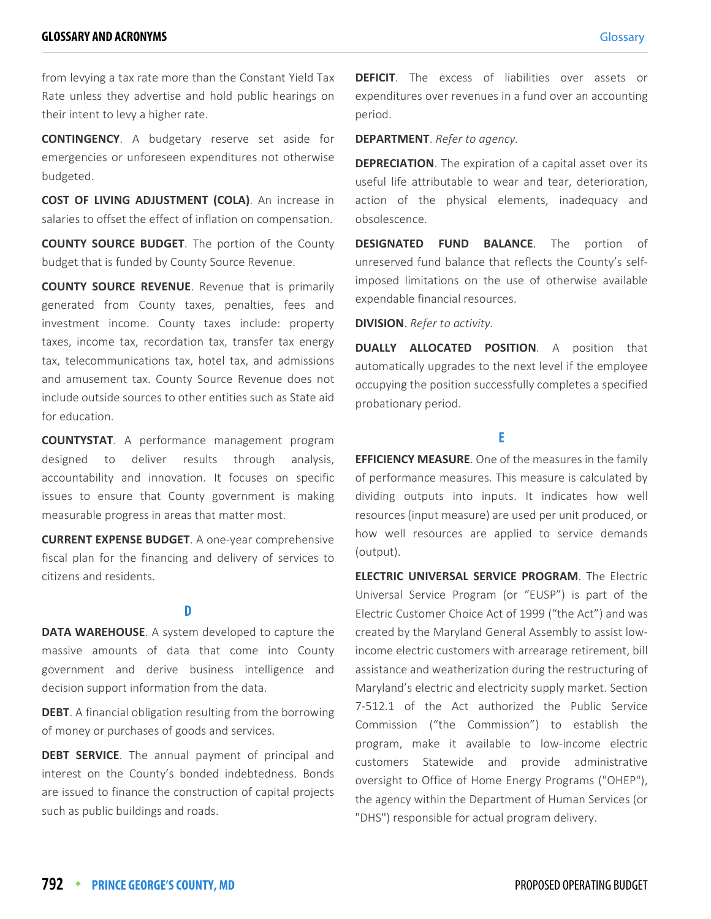from levying a tax rate more than the Constant Yield Tax Rate unless they advertise and hold public hearings on their intent to levy a higher rate.

**CONTINGENCY**. A budgetary reserve set aside for emergencies or unforeseen expenditures not otherwise budgeted.

**COST OF LIVING ADJUSTMENT (COLA)**. An increase in salaries to offset the effect of inflation on compensation.

**COUNTY SOURCE BUDGET**. The portion of the County budget that is funded by County Source Revenue.

**COUNTY SOURCE REVENUE**. Revenue that is primarily generated from County taxes, penalties, fees and investment income. County taxes include: property taxes, income tax, recordation tax, transfer tax energy tax, telecommunications tax, hotel tax, and admissions and amusement tax. County Source Revenue does not include outside sources to other entities such as State aid for education.

**COUNTYSTAT**. A performance management program designed to deliver results through analysis, accountability and innovation. It focuses on specific issues to ensure that County government is making measurable progress in areas that matter most.

**CURRENT EXPENSE BUDGET**. A one-year comprehensive fiscal plan for the financing and delivery of services to citizens and residents.

## D

**DATA WAREHOUSE**. A system developed to capture the massive amounts of data that come into County government and derive business intelligence and decision support information from the data.

**DEBT**. A financial obligation resulting from the borrowing of money or purchases of goods and services.

**DEBT SERVICE**. The annual payment of principal and interest on the County's bonded indebtedness. Bonds are issued to finance the construction of capital projects such as public buildings and roads.

**DEFICIT**. The excess of liabilities over assets or expenditures over revenues in a fund over an accounting period.

**DEPARTMENT**. *Refer to agency.*

**DEPRECIATION**. The expiration of a capital asset over its useful life attributable to wear and tear, deterioration, action of the physical elements, inadequacy and obsolescence.

**DESIGNATED FUND BALANCE**. The portion of unreserved fund balance that reflects the County's self-imposed limitations on the use of otherwise available expendable financial resources.

**DIVISION**. *Refer to activity.*

**DUALLY ALLOCATED POSITION**. A position that automatically upgrades to the next level if the employee occupying the position successfully completes a specified probationary period.

## E

**EFFICIENCY MEASURE**. One of the measures in the family of performance measures. This measure is calculated by dividing outputs into inputs. It indicates how well resources (input measure) are used per unit produced, or how well resources are applied to service demands (output).

**ELECTRIC UNIVERSAL SERVICE PROGRAM**. The Electric Universal Service Program (or "EUSP") is part of the Electric Customer Choice Act of 1999 ("the Act") and was created by the Maryland General Assembly to assist low-income electric customers with arrearage retirement, bill assistance and weatherization during the restructuring of Maryland's electric and electricity supply market. Section 7-512.1 of the Act authorized the Public Service Commission ("the Commission") to establish the program, make it available to low-income electric customers Statewide and provide administrative oversight to Office of Home Energy Programs ("OHEP"), the agency within the Department of Human Services (or "DHS") responsible for actual program delivery.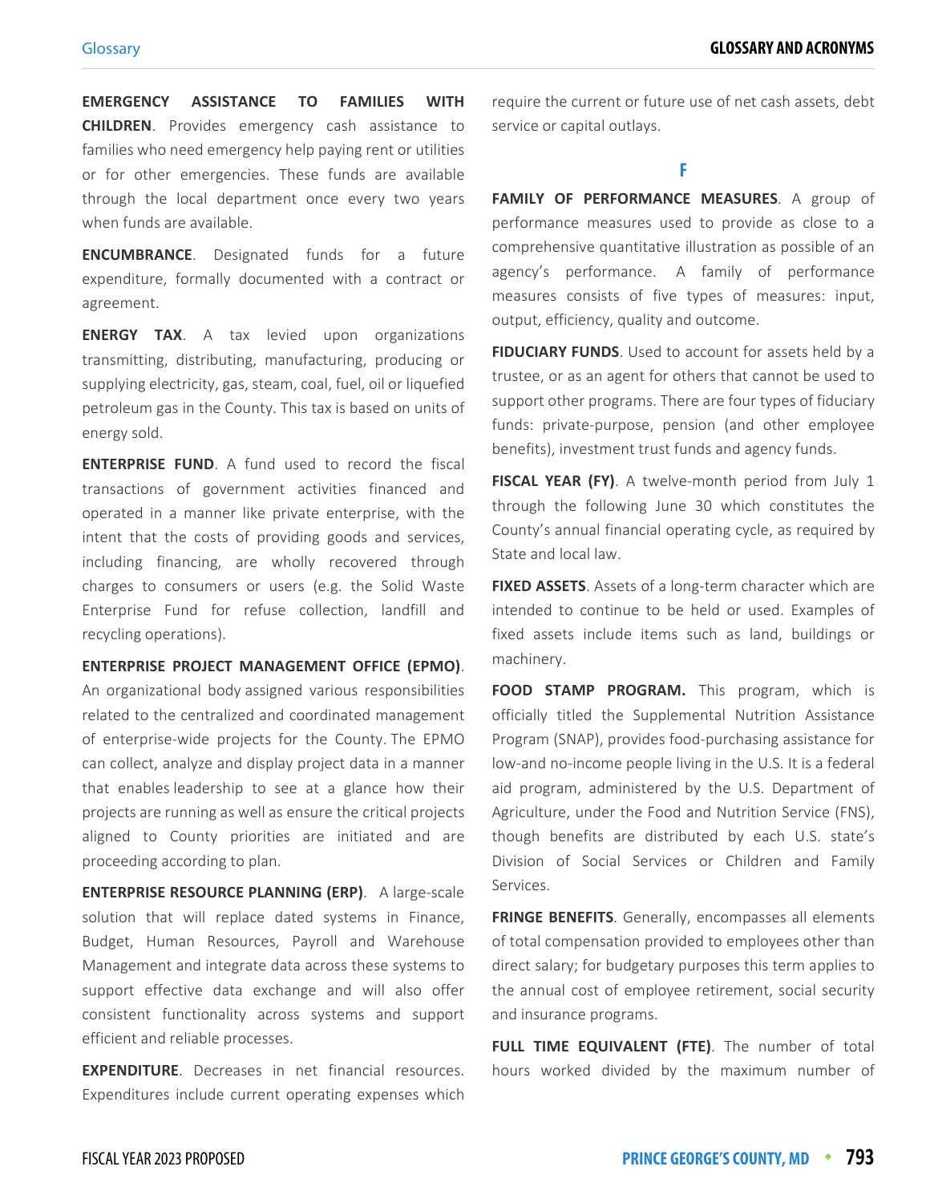**EMERGENCY ASSISTANCE TO FAMILIES WITH CHILDREN**. Provides emergency cash assistance to families who need emergency help paying rent or utilities or for other emergencies. These funds are available through the local department once every two years when funds are available.

**ENCUMBRANCE**. Designated funds for a future expenditure, formally documented with a contract or agreement.

**ENERGY TAX**. A tax levied upon organizations transmitting, distributing, manufacturing, producing or supplying electricity, gas, steam, coal, fuel, oil or liquefied petroleum gas in the County. This tax is based on units of energy sold.

**ENTERPRISE FUND**. A fund used to record the fiscal transactions of government activities financed and operated in a manner like private enterprise, with the intent that the costs of providing goods and services, including financing, are wholly recovered through charges to consumers or users (e.g. the Solid Waste Enterprise Fund for refuse collection, landfill and recycling operations).

**ENTERPRISE PROJECT MANAGEMENT OFFICE (EPMO)**. An organizational body assigned various responsibilities related to the centralized and coordinated management of enterprise-wide projects for the County. The EPMO can collect, analyze and display project data in a manner that enables leadership to see at a glance how their projects are running as well as ensure the critical projects aligned to County priorities are initiated and are proceeding according to plan.

**ENTERPRISE RESOURCE PLANNING (ERP)**. A large-scale solution that will replace dated systems in Finance, Budget, Human Resources, Payroll and Warehouse Management and integrate data across these systems to support effective data exchange and will also offer consistent functionality across systems and support efficient and reliable processes.

**EXPENDITURE**. Decreases in net financial resources. Expenditures include current operating expenses which require the current or future use of net cash assets, debt service or capital outlays.

## F

**FAMILY OF PERFORMANCE MEASURES**. A group of performance measures used to provide as close to a comprehensive quantitative illustration as possible of an agency's performance. A family of performance measures consists of five types of measures: input, output, efficiency, quality and outcome.

**FIDUCIARY FUNDS**. Used to account for assets held by a trustee, or as an agent for others that cannot be used to support other programs. There are four types of fiduciary funds: private-purpose, pension (and other employee benefits), investment trust funds and agency funds.

**FISCAL YEAR (FY)**. A twelve-month period from July 1 through the following June 30 which constitutes the County's annual financial operating cycle, as required by State and local law.

**FIXED ASSETS**. Assets of a long-term character which are intended to continue to be held or used. Examples of fixed assets include items such as land, buildings or machinery.

**FOOD STAMP PROGRAM.** This program, which is officially titled the Supplemental Nutrition Assistance Program (SNAP), provides food-purchasing assistance for low-and no-income people living in the U.S. It is a federal aid program, administered by the U.S. Department of Agriculture, under the Food and Nutrition Service (FNS), though benefits are distributed by each U.S. state's Division of Social Services or Children and Family Services.

**FRINGE BENEFITS**. Generally, encompasses all elements of total compensation provided to employees other than direct salary; for budgetary purposes this term applies to the annual cost of employee retirement, social security and insurance programs.

**FULL TIME EQUIVALENT (FTE)**. The number of total hours worked divided by the maximum number of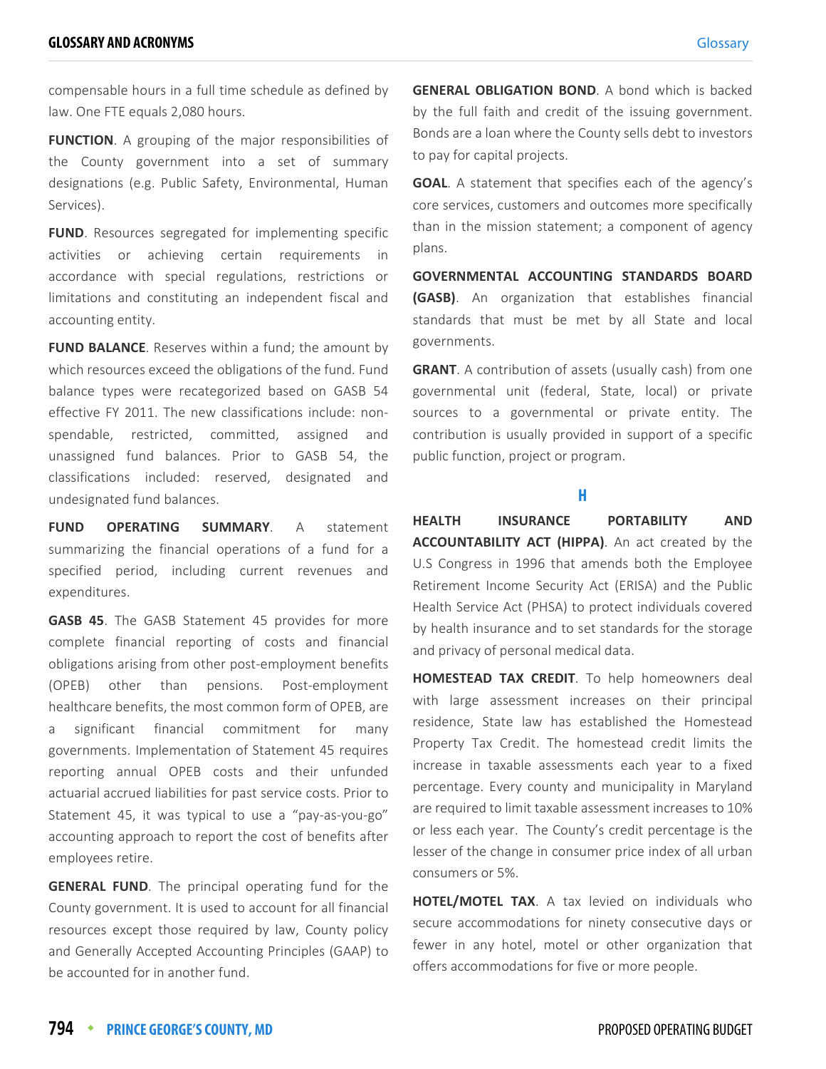compensable hours in a full time schedule as defined by law. One FTE equals 2,080 hours.

**FUNCTION**. A grouping of the major responsibilities of the County government into a set of summary designations (e.g. Public Safety, Environmental, Human Services).

**FUND**. Resources segregated for implementing specific activities or achieving certain requirements in accordance with special regulations, restrictions or limitations and constituting an independent fiscal and accounting entity.

**FUND BALANCE**. Reserves within a fund; the amount by which resources exceed the obligations of the fund. Fund balance types were recategorized based on GASB 54 effective FY 2011. The new classifications include: non-spendable, restricted, committed, assigned and unassigned fund balances. Prior to GASB 54, the classifications included: reserved, designated and undesignated fund balances.

**FUND OPERATING SUMMARY**. A statement summarizing the financial operations of a fund for a specified period, including current revenues and expenditures.

**GASB 45**. The GASB Statement 45 provides for more complete financial reporting of costs and financial obligations arising from other post-employment benefits (OPEB) other than pensions. Post-employment healthcare benefits, the most common form of OPEB, are a significant financial commitment for many governments. Implementation of Statement 45 requires reporting annual OPEB costs and their unfunded actuarial accrued liabilities for past service costs. Prior to Statement 45, it was typical to use a "pay-as-you-go" accounting approach to report the cost of benefits after employees retire.

**GENERAL FUND**. The principal operating fund for the County government. It is used to account for all financial resources except those required by law, County policy and Generally Accepted Accounting Principles (GAAP) to be accounted for in another fund.

**GENERAL OBLIGATION BOND**. A bond which is backed by the full faith and credit of the issuing government. Bonds are a loan where the County sells debt to investors to pay for capital projects.

**GOAL**. A statement that specifies each of the agency's core services, customers and outcomes more specifically than in the mission statement; a component of agency plans.

**GOVERNMENTAL ACCOUNTING STANDARDS BOARD (GASB)**. An organization that establishes financial standards that must be met by all State and local governments.

**GRANT**. A contribution of assets (usually cash) from one governmental unit (federal, State, local) or private sources to a governmental or private entity. The contribution is usually provided in support of a specific public function, project or program.

## H

**HEALTH INSURANCE PORTABILITY AND ACCOUNTABILITY ACT (HIPPA)**. An act created by the U.S Congress in 1996 that amends both the Employee Retirement Income Security Act (ERISA) and the Public Health Service Act (PHSA) to protect individuals covered by health insurance and to set standards for the storage and privacy of personal medical data.

**HOMESTEAD TAX CREDIT**. To help homeowners deal with large assessment increases on their principal residence, State law has established the Homestead Property Tax Credit. The homestead credit limits the increase in taxable assessments each year to a fixed percentage. Every county and municipality in Maryland are required to limit taxable assessment increases to 10% or less each year. The County's credit percentage is the lesser of the change in consumer price index of all urban consumers or 5%.

**HOTEL/MOTEL TAX**. A tax levied on individuals who secure accommodations for ninety consecutive days or fewer in any hotel, motel or other organization that offers accommodations for five or more people.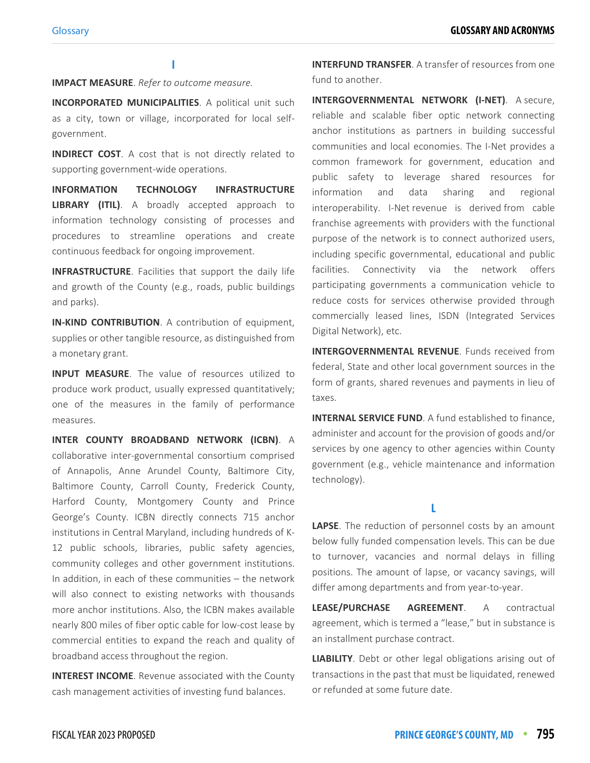## I

**IMPACT MEASURE**. *Refer to outcome measure.*

**INCORPORATED MUNICIPALITIES**. A political unit such as a city, town or village, incorporated for local self-government.

**INDIRECT COST**. A cost that is not directly related to supporting government-wide operations.

**INFORMATION TECHNOLOGY INFRASTRUCTURE LIBRARY (ITIL)**. A broadly accepted approach to information technology consisting of processes and procedures to streamline operations and create continuous feedback for ongoing improvement.

**INFRASTRUCTURE**. Facilities that support the daily life and growth of the County (e.g., roads, public buildings and parks).

**IN-KIND CONTRIBUTION**. A contribution of equipment, supplies or other tangible resource, as distinguished from a monetary grant.

**INPUT MEASURE**. The value of resources utilized to produce work product, usually expressed quantitatively; one of the measures in the family of performance measures.

**INTER COUNTY BROADBAND NETWORK (ICBN)**. A collaborative inter-governmental consortium comprised of Annapolis, Anne Arundel County, Baltimore City, Baltimore County, Carroll County, Frederick County, Harford County, Montgomery County and Prince George's County. ICBN directly connects 715 anchor institutions in Central Maryland, including hundreds of K-12 public schools, libraries, public safety agencies, community colleges and other government institutions. In addition, in each of these communities – the network will also connect to existing networks with thousands more anchor institutions. Also, the ICBN makes available nearly 800 miles of fiber optic cable for low-cost lease by commercial entities to expand the reach and quality of broadband access throughout the region.

**INTEREST INCOME**. Revenue associated with the County cash management activities of investing fund balances.

**INTERFUND TRANSFER**. A transfer of resources from one fund to another.

**INTERGOVERNMENTAL NETWORK (I-NET)**. A secure, reliable and scalable fiber optic network connecting anchor institutions as partners in building successful communities and local economies. The I-Net provides a common framework for government, education and public safety to leverage shared resources for information and data sharing and regional interoperability. I-Net revenue is derived from cable franchise agreements with providers with the functional purpose of the network is to connect authorized users, including specific governmental, educational and public facilities. Connectivity via the network offers participating governments a communication vehicle to reduce costs for services otherwise provided through commercially leased lines, ISDN (Integrated Services Digital Network), etc.

**INTERGOVERNMENTAL REVENUE**. Funds received from federal, State and other local government sources in the form of grants, shared revenues and payments in lieu of taxes.

**INTERNAL SERVICE FUND**. A fund established to finance, administer and account for the provision of goods and/or services by one agency to other agencies within County government (e.g., vehicle maintenance and information technology).

## L

**LAPSE**. The reduction of personnel costs by an amount below fully funded compensation levels. This can be due to turnover, vacancies and normal delays in filling positions. The amount of lapse, or vacancy savings, will differ among departments and from year-to-year.

**LEASE/PURCHASE AGREEMENT**. A contractual agreement, which is termed a "lease," but in substance is an installment purchase contract.

**LIABILITY**. Debt or other legal obligations arising out of transactions in the past that must be liquidated, renewed or refunded at some future date.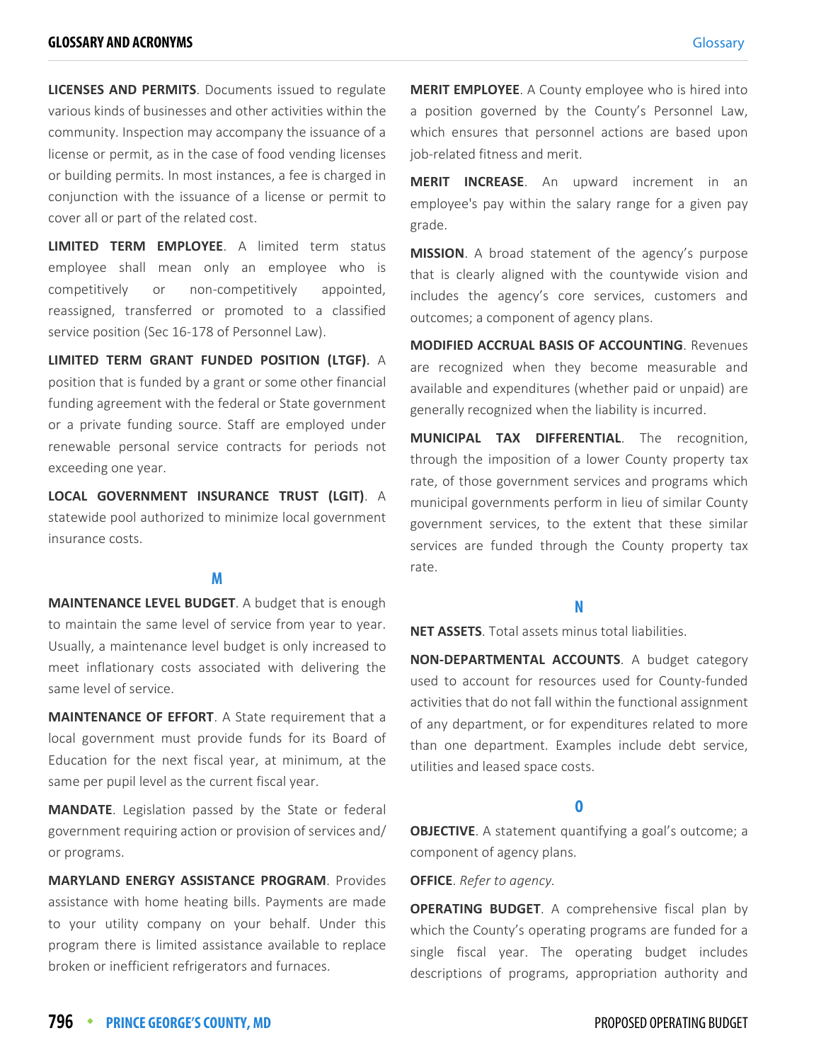**LICENSES AND PERMITS**. Documents issued to regulate various kinds of businesses and other activities within the community. Inspection may accompany the issuance of a license or permit, as in the case of food vending licenses or building permits. In most instances, a fee is charged in conjunction with the issuance of a license or permit to cover all or part of the related cost.

**LIMITED TERM EMPLOYEE**. A limited term status employee shall mean only an employee who is competitively or non-competitively appointed, reassigned, transferred or promoted to a classified service position (Sec 16-178 of Personnel Law).

**LIMITED TERM GRANT FUNDED POSITION (LTGF)**. A position that is funded by a grant or some other financial funding agreement with the federal or State government or a private funding source. Staff are employed under renewable personal service contracts for periods not exceeding one year.

**LOCAL GOVERNMENT INSURANCE TRUST (LGIT)**. A statewide pool authorized to minimize local government insurance costs.

## M

**MAINTENANCE LEVEL BUDGET**. A budget that is enough to maintain the same level of service from year to year. Usually, a maintenance level budget is only increased to meet inflationary costs associated with delivering the same level of service.

**MAINTENANCE OF EFFORT**. A State requirement that a local government must provide funds for its Board of Education for the next fiscal year, at minimum, at the same per pupil level as the current fiscal year.

**MANDATE**. Legislation passed by the State or federal government requiring action or provision of services and/or programs.

**MARYLAND ENERGY ASSISTANCE PROGRAM**. Provides assistance with home heating bills. Payments are made to your utility company on your behalf. Under this program there is limited assistance available to replace broken or inefficient refrigerators and furnaces.

**MERIT EMPLOYEE**. A County employee who is hired into a position governed by the County's Personnel Law, which ensures that personnel actions are based upon job-related fitness and merit.

**MERIT INCREASE**. An upward increment in an employee's pay within the salary range for a given pay grade.

**MISSION**. A broad statement of the agency's purpose that is clearly aligned with the countywide vision and includes the agency's core services, customers and outcomes; a component of agency plans.

**MODIFIED ACCRUAL BASIS OF ACCOUNTING**. Revenues are recognized when they become measurable and available and expenditures (whether paid or unpaid) are generally recognized when the liability is incurred.

**MUNICIPAL TAX DIFFERENTIAL**. The recognition, through the imposition of a lower County property tax rate, of those government services and programs which municipal governments perform in lieu of similar County government services, to the extent that these similar services are funded through the County property tax rate.

## N

**NET ASSETS**. Total assets minus total liabilities.

**NON-DEPARTMENTAL ACCOUNTS**. A budget category used to account for resources used for County-funded activities that do not fall within the functional assignment of any department, or for expenditures related to more than one department. Examples include debt service, utilities and leased space costs.

## O

**OBJECTIVE**. A statement quantifying a goal's outcome; a component of agency plans.

**OFFICE**. *Refer to agency.*

**OPERATING BUDGET**. A comprehensive fiscal plan by which the County's operating programs are funded for a single fiscal year. The operating budget includes descriptions of programs, appropriation authority and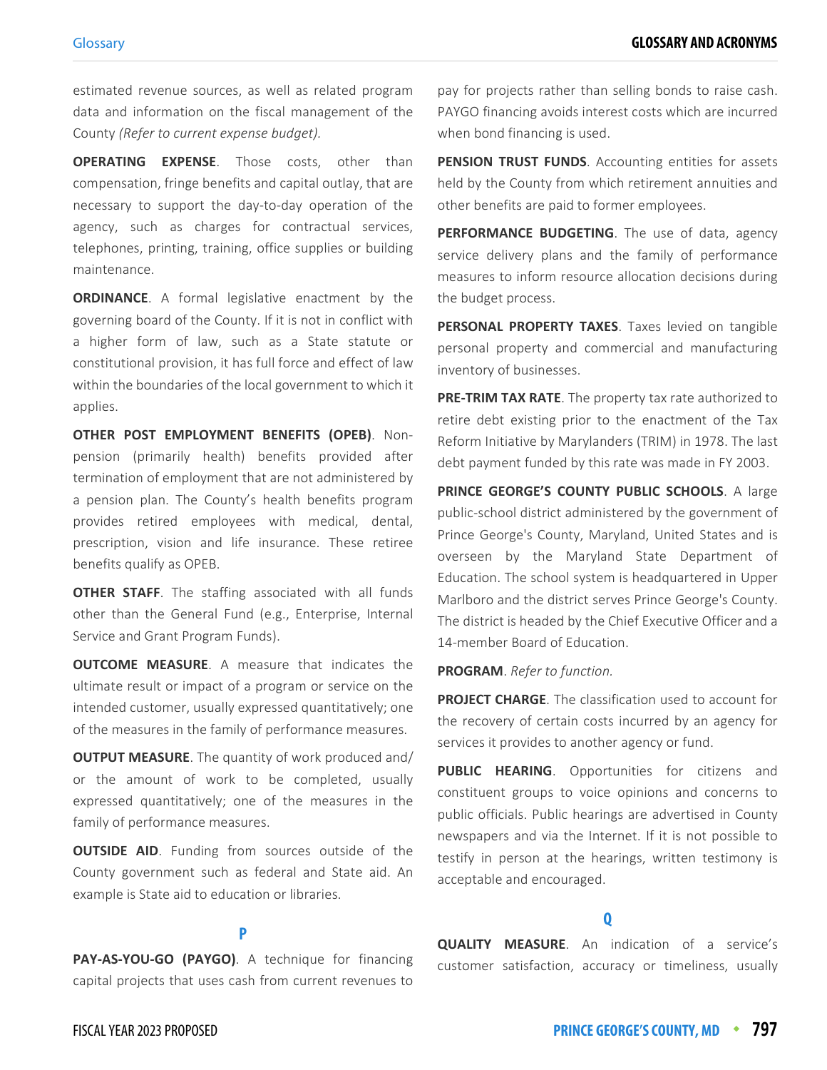estimated revenue sources, as well as related program data and information on the fiscal management of the County *(Refer to current expense budget).*

**OPERATING EXPENSE**. Those costs, other than compensation, fringe benefits and capital outlay, that are necessary to support the day-to-day operation of the agency, such as charges for contractual services, telephones, printing, training, office supplies or building maintenance.

**ORDINANCE**. A formal legislative enactment by the governing board of the County. If it is not in conflict with a higher form of law, such as a State statute or constitutional provision, it has full force and effect of law within the boundaries of the local government to which it applies.

**OTHER POST EMPLOYMENT BENEFITS (OPEB)**. Non-pension (primarily health) benefits provided after termination of employment that are not administered by a pension plan. The County's health benefits program provides retired employees with medical, dental, prescription, vision and life insurance. These retiree benefits qualify as OPEB.

**OTHER STAFF**. The staffing associated with all funds other than the General Fund (e.g., Enterprise, Internal Service and Grant Program Funds).

**OUTCOME MEASURE**. A measure that indicates the ultimate result or impact of a program or service on the intended customer, usually expressed quantitatively; one of the measures in the family of performance measures.

**OUTPUT MEASURE**. The quantity of work produced and/or the amount of work to be completed, usually expressed quantitatively; one of the measures in the family of performance measures.

**OUTSIDE AID**. Funding from sources outside of the County government such as federal and State aid. An example is State aid to education or libraries.

## P

**PAY-AS-YOU-GO (PAYGO)**. A technique for financing capital projects that uses cash from current revenues to pay for projects rather than selling bonds to raise cash. PAYGO financing avoids interest costs which are incurred when bond financing is used.

**PENSION TRUST FUNDS**. Accounting entities for assets held by the County from which retirement annuities and other benefits are paid to former employees.

**PERFORMANCE BUDGETING**. The use of data, agency service delivery plans and the family of performance measures to inform resource allocation decisions during the budget process.

**PERSONAL PROPERTY TAXES**. Taxes levied on tangible personal property and commercial and manufacturing inventory of businesses.

**PRE-TRIM TAX RATE**. The property tax rate authorized to retire debt existing prior to the enactment of the Tax Reform Initiative by Marylanders (TRIM) in 1978. The last debt payment funded by this rate was made in FY 2003.

**PRINCE GEORGE'S COUNTY PUBLIC SCHOOLS**. A large public-school district administered by the government of Prince George's County, Maryland, United States and is overseen by the Maryland State Department of Education. The school system is headquartered in Upper Marlboro and the district serves Prince George's County. The district is headed by the Chief Executive Officer and a 14-member Board of Education.

**PROGRAM**. *Refer to function.*

**PROJECT CHARGE**. The classification used to account for the recovery of certain costs incurred by an agency for services it provides to another agency or fund.

**PUBLIC HEARING**. Opportunities for citizens and constituent groups to voice opinions and concerns to public officials. Public hearings are advertised in County newspapers and via the Internet. If it is not possible to testify in person at the hearings, written testimony is acceptable and encouraged.

## Q

**QUALITY MEASURE**. An indication of a service's customer satisfaction, accuracy or timeliness, usually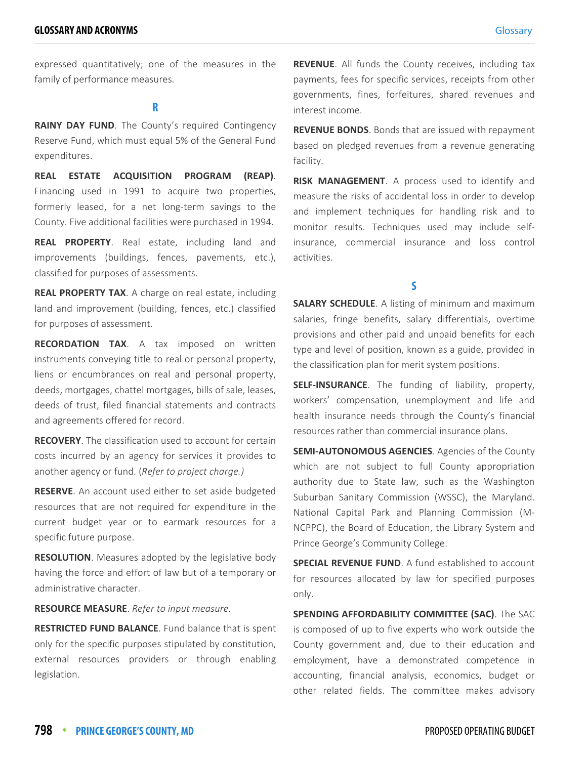expressed quantitatively; one of the measures in the family of performance measures.

## R

**RAINY DAY FUND**. The County's required Contingency Reserve Fund, which must equal 5% of the General Fund expenditures.

**REAL ESTATE ACQUISITION PROGRAM (REAP)**. Financing used in 1991 to acquire two properties, formerly leased, for a net long-term savings to the County. Five additional facilities were purchased in 1994.

**REAL PROPERTY**. Real estate, including land and improvements (buildings, fences, pavements, etc.), classified for purposes of assessments.

**REAL PROPERTY TAX**. A charge on real estate, including land and improvement (building, fences, etc.) classified for purposes of assessment.

**RECORDATION TAX**. A tax imposed on written instruments conveying title to real or personal property, liens or encumbrances on real and personal property, deeds, mortgages, chattel mortgages, bills of sale, leases, deeds of trust, filed financial statements and contracts and agreements offered for record.

**RECOVERY**. The classification used to account for certain costs incurred by an agency for services it provides to another agency or fund. (*Refer to project charge.)*

**RESERVE**. An account used either to set aside budgeted resources that are not required for expenditure in the current budget year or to earmark resources for a specific future purpose.

**RESOLUTION**. Measures adopted by the legislative body having the force and effort of law but of a temporary or administrative character.

**RESOURCE MEASURE**. *Refer to input measure.*

**RESTRICTED FUND BALANCE**. Fund balance that is spent only for the specific purposes stipulated by constitution, external resources providers or through enabling legislation.

**REVENUE**. All funds the County receives, including tax payments, fees for specific services, receipts from other governments, fines, forfeitures, shared revenues and interest income.

**REVENUE BONDS**. Bonds that are issued with repayment based on pledged revenues from a revenue generating facility.

**RISK MANAGEMENT**. A process used to identify and measure the risks of accidental loss in order to develop and implement techniques for handling risk and to monitor results. Techniques used may include self-insurance, commercial insurance and loss control activities.

## S

**SALARY SCHEDULE**. A listing of minimum and maximum salaries, fringe benefits, salary differentials, overtime provisions and other paid and unpaid benefits for each type and level of position, known as a guide, provided in the classification plan for merit system positions.

**SELF-INSURANCE**. The funding of liability, property, workers' compensation, unemployment and life and health insurance needs through the County's financial resources rather than commercial insurance plans.

**SEMI-AUTONOMOUS AGENCIES**. Agencies of the County which are not subject to full County appropriation authority due to State law, such as the Washington Suburban Sanitary Commission (WSSC), the Maryland. National Capital Park and Planning Commission (M-NCPPC), the Board of Education, the Library System and Prince George's Community College.

**SPECIAL REVENUE FUND**. A fund established to account for resources allocated by law for specified purposes only.

**SPENDING AFFORDABILITY COMMITTEE (SAC)**. The SAC is composed of up to five experts who work outside the County government and, due to their education and employment, have a demonstrated competence in accounting, financial analysis, economics, budget or other related fields. The committee makes advisory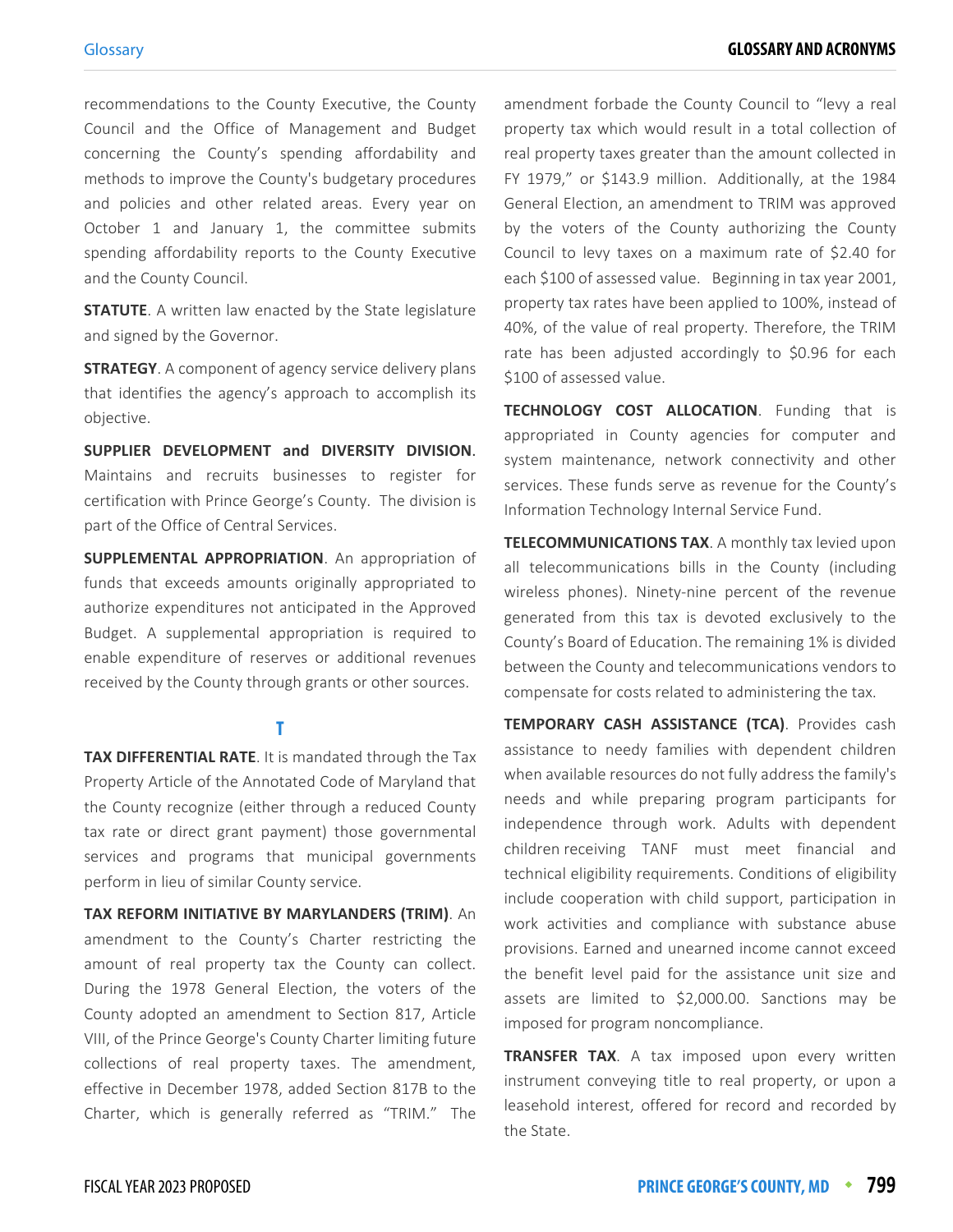recommendations to the County Executive, the County Council and the Office of Management and Budget concerning the County's spending affordability and methods to improve the County's budgetary procedures and policies and other related areas. Every year on October 1 and January 1, the committee submits spending affordability reports to the County Executive and the County Council.

**STATUTE**. A written law enacted by the State legislature and signed by the Governor.

**STRATEGY**. A component of agency service delivery plans that identifies the agency's approach to accomplish its objective.

**SUPPLIER DEVELOPMENT and DIVERSITY DIVISION**. Maintains and recruits businesses to register for certification with Prince George's County. The division is part of the Office of Central Services.

**SUPPLEMENTAL APPROPRIATION**. An appropriation of funds that exceeds amounts originally appropriated to authorize expenditures not anticipated in the Approved Budget. A supplemental appropriation is required to enable expenditure of reserves or additional revenues received by the County through grants or other sources.

## T

**TAX DIFFERENTIAL RATE**. It is mandated through the Tax Property Article of the Annotated Code of Maryland that the County recognize (either through a reduced County tax rate or direct grant payment) those governmental services and programs that municipal governments perform in lieu of similar County service.

**TAX REFORM INITIATIVE BY MARYLANDERS (TRIM)**. An amendment to the County's Charter restricting the amount of real property tax the County can collect. During the 1978 General Election, the voters of the County adopted an amendment to Section 817, Article VIII, of the Prince George's County Charter limiting future collections of real property taxes. The amendment, effective in December 1978, added Section 817B to the Charter, which is generally referred as "TRIM." The amendment forbade the County Council to "levy a real property tax which would result in a total collection of real property taxes greater than the amount collected in FY 1979," or $143.9 million. Additionally, at the 1984 General Election, an amendment to TRIM was approved by the voters of the County authorizing the County Council to levy taxes on a maximum rate of $2.40 for each $100 of assessed value. Beginning in tax year 2001, property tax rates have been applied to 100%, instead of 40%, of the value of real property. Therefore, the TRIM rate has been adjusted accordingly to $0.96 for each $100 of assessed value.

**TECHNOLOGY COST ALLOCATION**. Funding that is appropriated in County agencies for computer and system maintenance, network connectivity and other services. These funds serve as revenue for the County's Information Technology Internal Service Fund.

**TELECOMMUNICATIONS TAX**. A monthly tax levied upon all telecommunications bills in the County (including wireless phones). Ninety-nine percent of the revenue generated from this tax is devoted exclusively to the County's Board of Education. The remaining 1% is divided between the County and telecommunications vendors to compensate for costs related to administering the tax.

**TEMPORARY CASH ASSISTANCE (TCA)**. Provides cash assistance to needy families with dependent children when available resources do not fully address the family's needs and while preparing program participants for independence through work. Adults with dependent children receiving TANF must meet financial and technical eligibility requirements. Conditions of eligibility include cooperation with child support, participation in work activities and compliance with substance abuse provisions. Earned and unearned income cannot exceed the benefit level paid for the assistance unit size and assets are limited to $2,000.00. Sanctions may be imposed for program noncompliance.

**TRANSFER TAX**. A tax imposed upon every written instrument conveying title to real property, or upon a leasehold interest, offered for record and recorded by the State.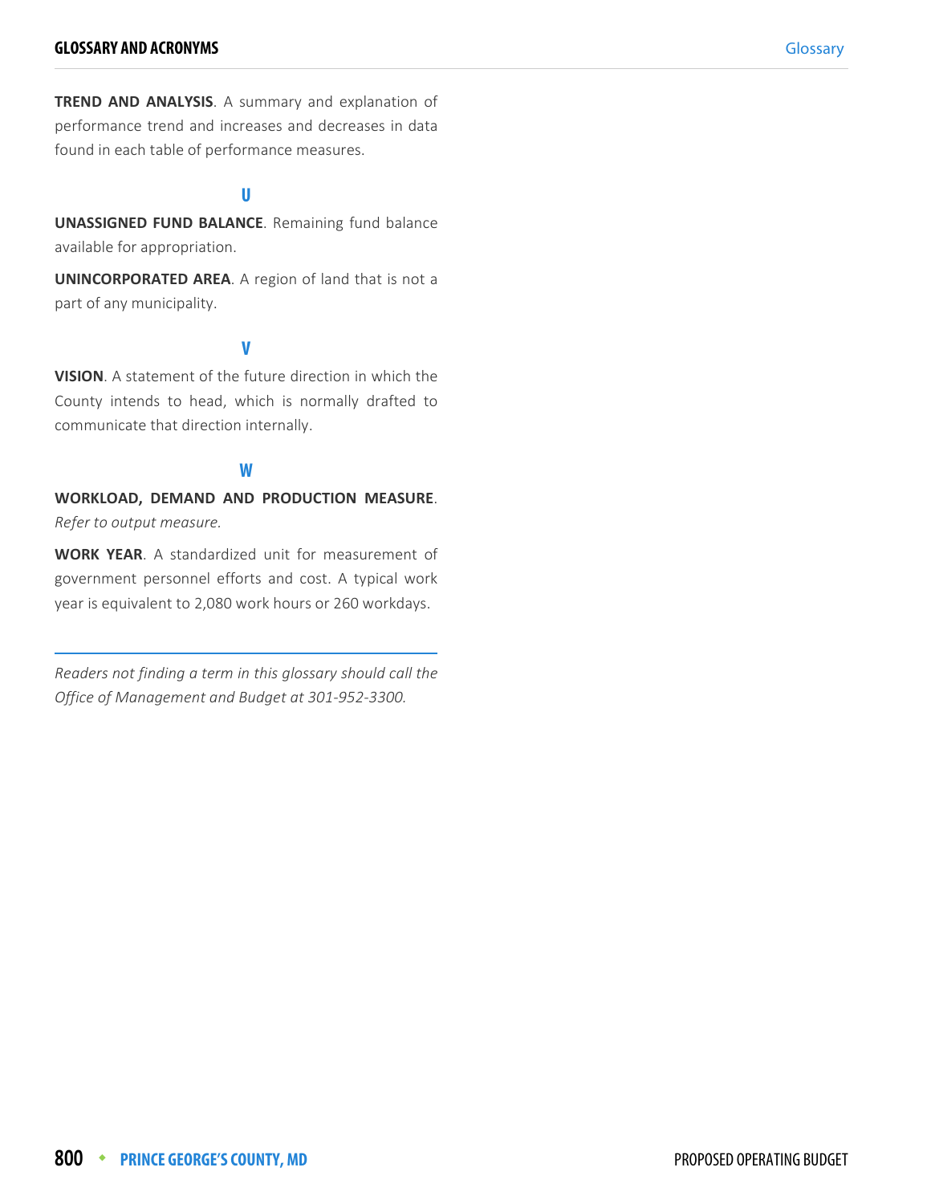**TREND AND ANALYSIS**. A summary and explanation of performance trend and increases and decreases in data found in each table of performance measures.

## U

**UNASSIGNED FUND BALANCE**. Remaining fund balance available for appropriation.

**UNINCORPORATED AREA**. A region of land that is not a part of any municipality.

## V

**VISION**. A statement of the future direction in which the County intends to head, which is normally drafted to communicate that direction internally.

## W

**WORKLOAD, DEMAND AND PRODUCTION MEASURE**. *Refer to output measure.*

**WORK YEAR**. A standardized unit for measurement of government personnel efforts and cost. A typical work year is equivalent to 2,080 work hours or 260 workdays.

---

*Readers not finding a term in this glossary should call the Office of Management and Budget at 301-952-3300.*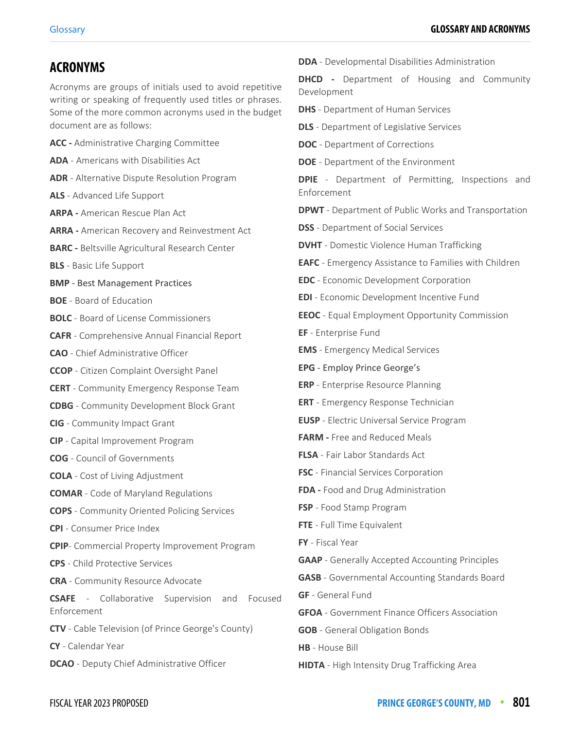## ACRONYMS

Acronyms are groups of initials used to avoid repetitive writing or speaking of frequently used titles or phrases. Some of the more common acronyms used in the budget document are as follows:

**ACC -** Administrative Charging Committee

**ADA** - Americans with Disabilities Act

**ADR** - Alternative Dispute Resolution Program

**ALS** - Advanced Life Support

**ARPA -** American Rescue Plan Act

**ARRA -** American Recovery and Reinvestment Act

**BARC -** Beltsville Agricultural Research Center

**BLS** - Basic Life Support

**BMP** - Best Management Practices

**BOE** - Board of Education

**BOLC** - Board of License Commissioners

**CAFR** - Comprehensive Annual Financial Report

**CAO** - Chief Administrative Officer

**CCOP** - Citizen Complaint Oversight Panel

**CERT** - Community Emergency Response Team

**CDBG** - Community Development Block Grant

**CIG** - Community Impact Grant

**CIP** - Capital Improvement Program

**COG** - Council of Governments

**COLA** - Cost of Living Adjustment

**COMAR** - Code of Maryland Regulations

**COPS** - Community Oriented Policing Services

**CPI** - Consumer Price Index

**CPIP**- Commercial Property Improvement Program

**CPS** - Child Protective Services

**CRA** - Community Resource Advocate

**CSAFE** - Collaborative Supervision and Focused Enforcement

**CTV** - Cable Television (of Prince George's County)

**CY** - Calendar Year

**DCAO** - Deputy Chief Administrative Officer

**DDA** - Developmental Disabilities Administration

**DHCD -** Department of Housing and Community Development

**DHS** - Department of Human Services

**DLS** - Department of Legislative Services

**DOC** - Department of Corrections

**DOE** - Department of the Environment

**DPIE** - Department of Permitting, Inspections and Enforcement

**DPWT** - Department of Public Works and Transportation

**DSS** - Department of Social Services

**DVHT** - Domestic Violence Human Trafficking

**EAFC** - Emergency Assistance to Families with Children

**EDC** - Economic Development Corporation

**EDI** - Economic Development Incentive Fund

**EEOC** - Equal Employment Opportunity Commission

**EF** - Enterprise Fund

**EMS** - Emergency Medical Services

**EPG** - Employ Prince George's

**ERP** - Enterprise Resource Planning

**ERT** - Emergency Response Technician

**EUSP** - Electric Universal Service Program

**FARM -** Free and Reduced Meals

**FLSA** - Fair Labor Standards Act

**FSC** - Financial Services Corporation

**FDA -** Food and Drug Administration

**FSP** - Food Stamp Program

**FTE** - Full Time Equivalent

**FY** - Fiscal Year

**GAAP** - Generally Accepted Accounting Principles

**GASB** - Governmental Accounting Standards Board

**GF** - General Fund

**GFOA** - Government Finance Officers Association

**GOB** - General Obligation Bonds

**HB** - House Bill

**HIDTA** - High Intensity Drug Trafficking Area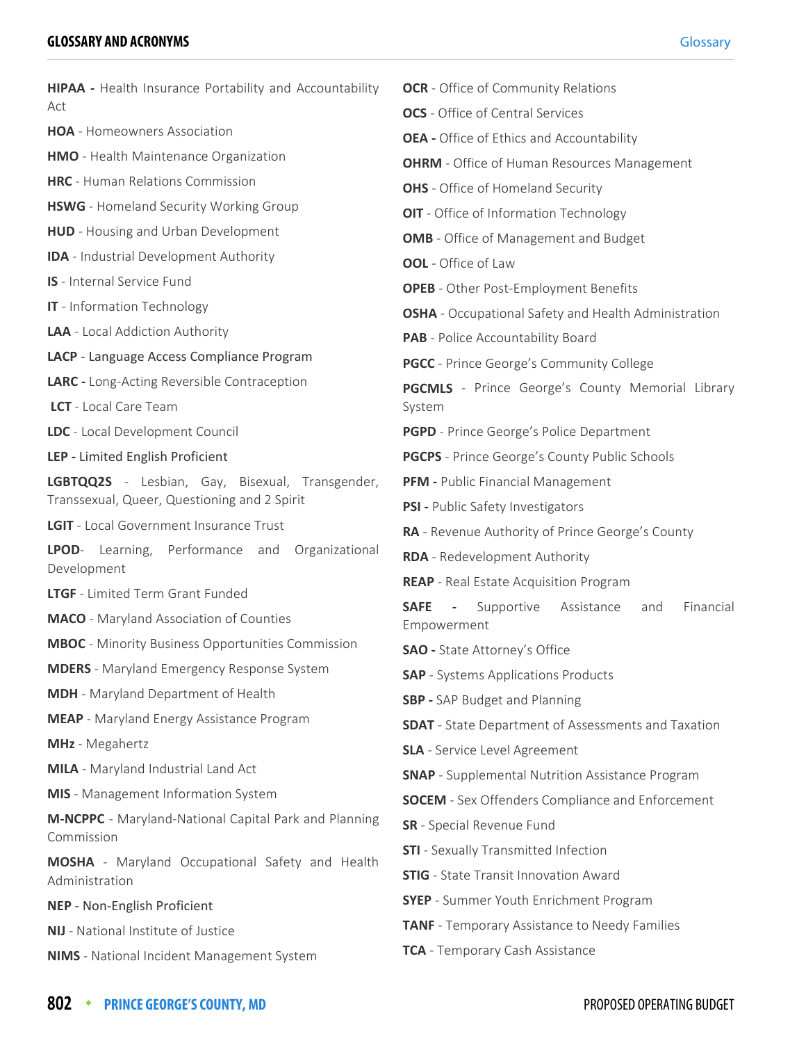**HIPAA -** Health Insurance Portability and Accountability Act

**HOA** - Homeowners Association

**HMO** - Health Maintenance Organization

**HRC** - Human Relations Commission

**HSWG** - Homeland Security Working Group

**HUD** - Housing and Urban Development

**IDA** - Industrial Development Authority

**IS** - Internal Service Fund

**IT** - Information Technology

**LAA** - Local Addiction Authority

**LACP** - Language Access Compliance Program

**LARC -** Long-Acting Reversible Contraception

**LCT** - Local Care Team

**LDC** - Local Development Council

**LEP -** Limited English Proficient

**LGBTQQ2S** - Lesbian, Gay, Bisexual, Transgender, Transsexual, Queer, Questioning and 2 Spirit

**LGIT** - Local Government Insurance Trust

**LPOD**- Learning, Performance and Organizational Development

**LTGF** - Limited Term Grant Funded

**MACO** - Maryland Association of Counties

**MBOC** - Minority Business Opportunities Commission

**MDERS** - Maryland Emergency Response System

**MDH** - Maryland Department of Health

**MEAP** - Maryland Energy Assistance Program

**MHz** - Megahertz

**MILA** - Maryland Industrial Land Act

**MIS** - Management Information System

**M-NCPPC** - Maryland-National Capital Park and Planning Commission

**MOSHA** - Maryland Occupational Safety and Health Administration

**NEP** - Non-English Proficient

**NIJ** - National Institute of Justice

**NIMS** - National Incident Management System

**OCR** - Office of Community Relations

**OCS** - Office of Central Services

**OEA -** Office of Ethics and Accountability

**OHRM** - Office of Human Resources Management

**OHS** - Office of Homeland Security

**OIT** - Office of Information Technology

**OMB** - Office of Management and Budget

**OOL** - Office of Law

**OPEB** - Other Post-Employment Benefits

**OSHA** - Occupational Safety and Health Administration

**PAB** - Police Accountability Board

**PGCC** - Prince George's Community College

**PGCMLS** - Prince George's County Memorial Library System

**PGPD** - Prince George's Police Department

**PGCPS** - Prince George's County Public Schools

**PFM -** Public Financial Management

**PSI -** Public Safety Investigators

**RA** - Revenue Authority of Prince George's County

**RDA** - Redevelopment Authority

**REAP** - Real Estate Acquisition Program

**SAFE** - Supportive Assistance and Financial Empowerment

**SAO -** State Attorney's Office

**SAP** - Systems Applications Products

**SBP -** SAP Budget and Planning

**SDAT** - State Department of Assessments and Taxation

**SLA** - Service Level Agreement

**SNAP** - Supplemental Nutrition Assistance Program

**SOCEM** - Sex Offenders Compliance and Enforcement

**SR** - Special Revenue Fund

**STI** - Sexually Transmitted Infection

**STIG** - State Transit Innovation Award

**SYEP** - Summer Youth Enrichment Program

**TANF** - Temporary Assistance to Needy Families

**TCA** - Temporary Cash Assistance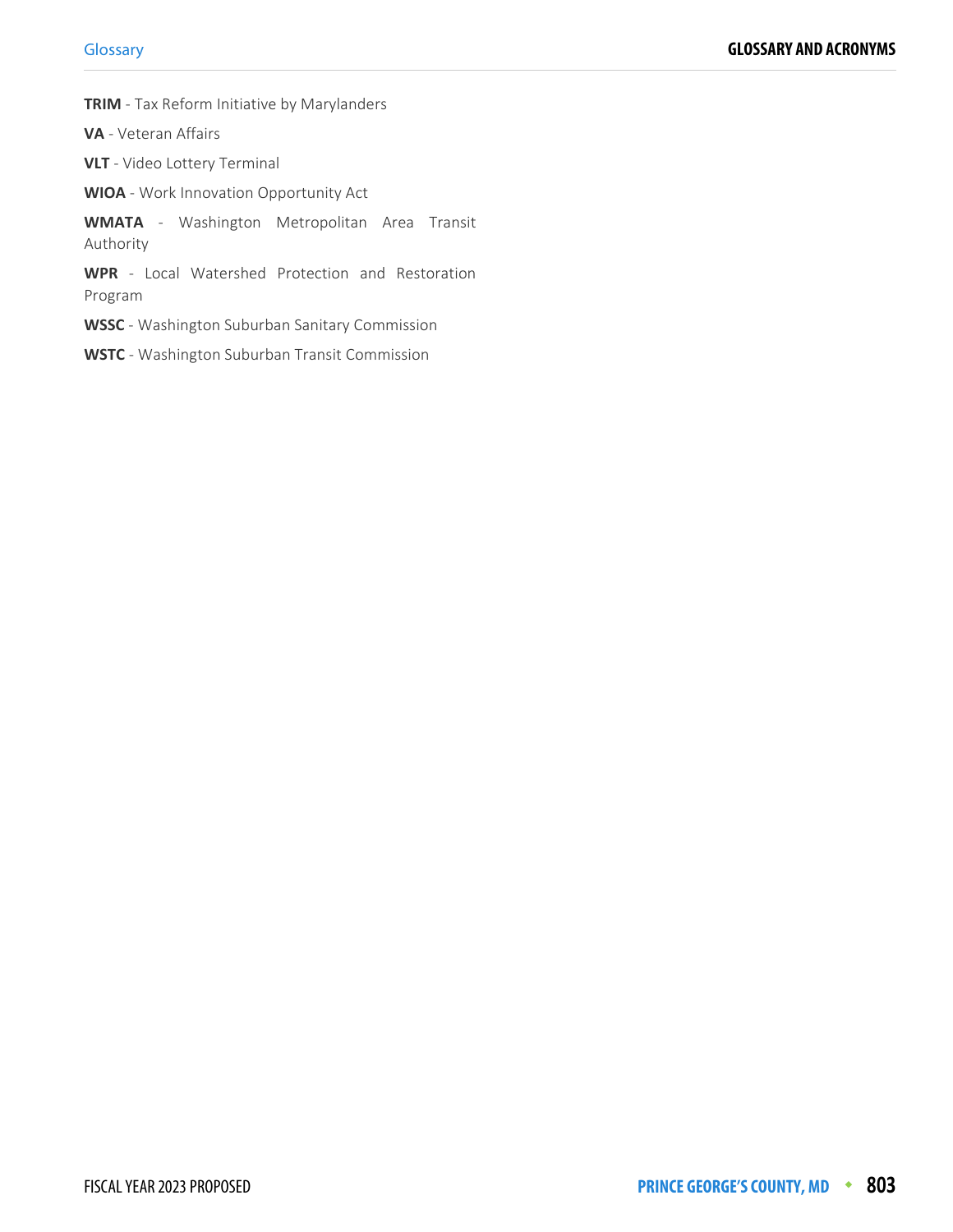**TRIM** - Tax Reform Initiative by Marylanders

**VA** - Veteran Affairs

**VLT** - Video Lottery Terminal

**WIOA** - Work Innovation Opportunity Act

**WMATA** - Washington Metropolitan Area Transit Authority

**WPR** - Local Watershed Protection and Restoration Program

**WSSC** - Washington Suburban Sanitary Commission

**WSTC** - Washington Suburban Transit Commission